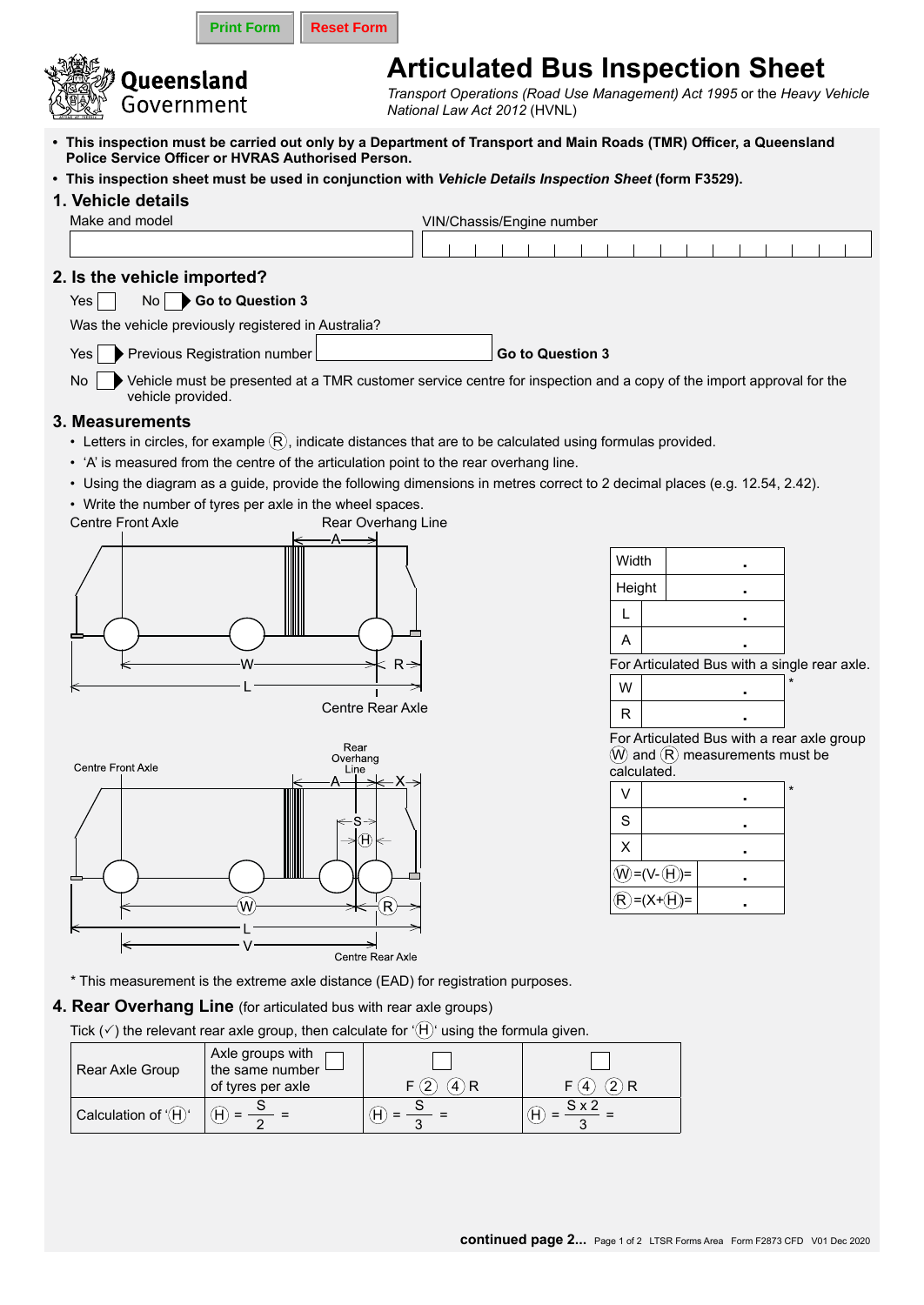Print Form Reset Form

Queensland Government

# Articulated Bus Inspection Sheet

*Transport Operations (Road Use Management) Act 1995* or the *Heavy Vehicle National Law Act 2012* (HVNL)

- **This inspection must be carried out only by a Department of Transport and Main Roads (TMR) Officer, a Queensland Police Service Officer or HVRAS Authorised Person.**
- **This inspection sheet must be used in conjunction with *Vehicle Details Inspection Sheet* (form F3529).**

## 1. Vehicle details

Make and model | VIN/Chassis/Engine number

## 2. Is the vehicle imported?

Yes ☐ No ☐ ▶ **Go to Question 3**

Was the vehicle previously registered in Australia?

Yes ☐ ▶ Previous Registration number ______ **Go to Question 3**

No ☐ ▶ Vehicle must be presented at a TMR customer service centre for inspection and a copy of the import approval for the vehicle provided.

## 3. Measurements

- Letters in circles, for example Ⓡ, indicate distances that are to be calculated using formulas provided.
- 'A' is measured from the centre of the articulation point to the rear overhang line.
- Using the diagram as a guide, provide the following dimensions in metres correct to 2 decimal places (e.g. 12.54, 2.42).
- Write the number of tyres per axle in the wheel spaces.

Centre Front Axle | Rear Overhang Line | A | W | R | L | Centre Rear Axle

| | |
|---|---|
| Width | . |
| Height | . |
| L | . |
| A | . |

For Articulated Bus with a single rear axle.

| | |
|---|---|
| W | . * |
| R | . |

Centre Front Axle | Rear Overhang Line | A | X | S | Ⓗ | Ⓦ | Ⓡ | L | V | Centre Rear Axle

For Articulated Bus with a rear axle group Ⓦ and Ⓡ measurements must be calculated.

| | |
|---|---|
| V | . * |
| S | . |
| X | . |
| Ⓦ=(V-Ⓗ)= | . |
| Ⓡ=(X+Ⓗ)= | . |

\* This measurement is the extreme axle distance (EAD) for registration purposes.

## 4. Rear Overhang Line (for articulated bus with rear axle groups)

Tick (✓) the relevant rear axle group, then calculate for 'Ⓗ' using the formula given.

| Rear Axle Group | Axle groups with the same number of tyres per axle ☐ | ☐ F ② ④ R | ☐ F ④ ② R |
|---|---|---|---|
| Calculation of 'Ⓗ' | $H = \frac{S}{2} =$ | $H = \frac{S}{3} =$ | $H = \frac{S \times 2}{3} =$ |

**continued page 2...**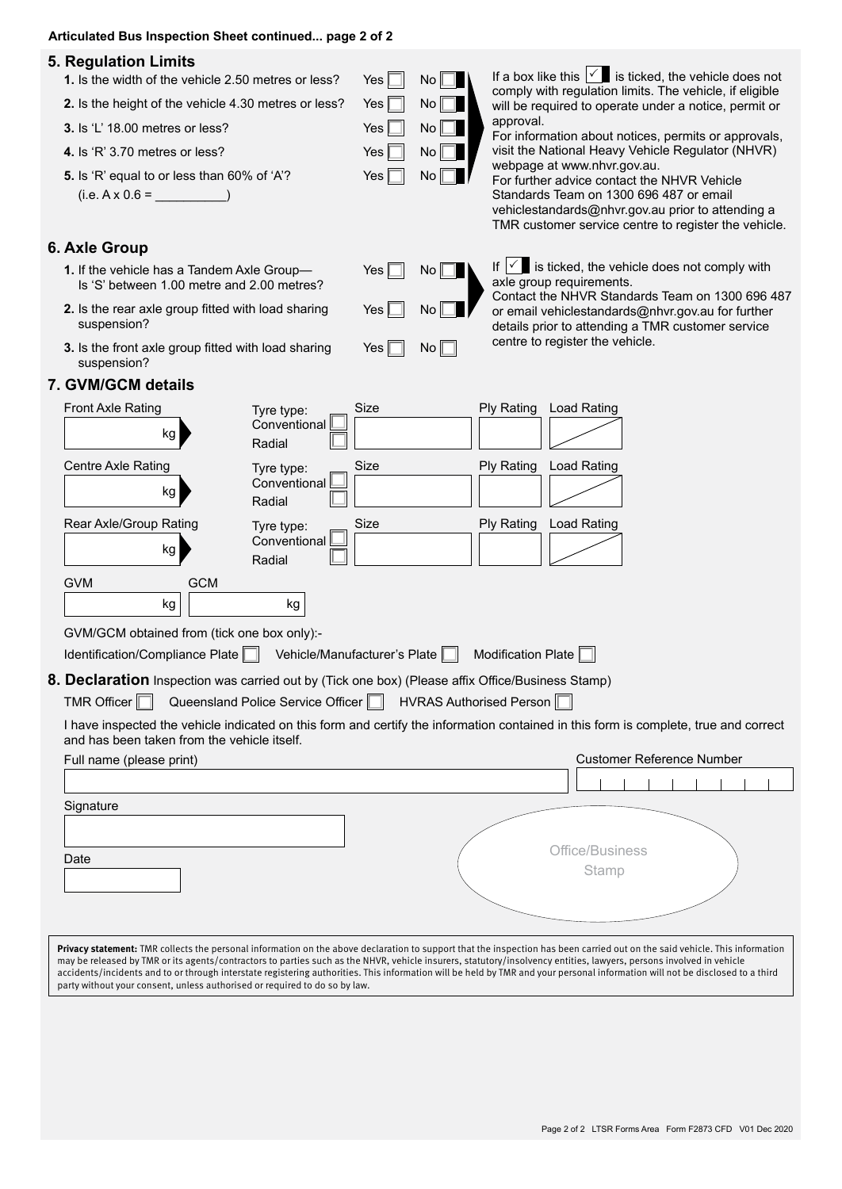**Articulated Bus Inspection Sheet continued... page 2 of 2**

## 5. Regulation Limits

1. Is the width of the vehicle 2.50 metres or less? Yes ☐ No ☐
2. Is the height of the vehicle 4.30 metres or less? Yes ☐ No ☐
3. Is 'L' 18.00 metres or less? Yes ☐ No ☐
4. Is 'R' 3.70 metres or less? Yes ☐ No ☐
5. Is 'R' equal to or less than 60% of 'A'? Yes ☐ No ☐
   (i.e. A x 0.6 = __________)

If a box like this ☑ is ticked, the vehicle does not comply with regulation limits. The vehicle, if eligible will be required to operate under a notice, permit or approval.
For information about notices, permits or approvals, visit the National Heavy Vehicle Regulator (NHVR) webpage at www.nhvr.gov.au.
For further advice contact the NHVR Vehicle Standards Team on 1300 696 487 or email vehiclestandards@nhvr.gov.au prior to attending a TMR customer service centre to register the vehicle.

## 6. Axle Group

1. If the vehicle has a Tandem Axle Group— Is 'S' between 1.00 metre and 2.00 metres? Yes ☐ No ☐
2. Is the rear axle group fitted with load sharing suspension? Yes ☐ No ☐
3. Is the front axle group fitted with load sharing suspension? Yes ☐ No ☐

If ☑ is ticked, the vehicle does not comply with axle group requirements.
Contact the NHVR Standards Team on 1300 696 487 or email vehiclestandards@nhvr.gov.au for further details prior to attending a TMR customer service centre to register the vehicle.

## 7. GVM/GCM details

| | Tyre type | Size | Ply Rating | Load Rating |
|---|---|---|---|---|
| Front Axle Rating ______ kg | Conventional ☐ Radial ☐ | | | |
| Centre Axle Rating ______ kg | Conventional ☐ Radial ☐ | | | |
| Rear Axle/Group Rating ______ kg | Conventional ☐ Radial ☐ | | | |

GVM ______ kg GCM ______ kg

GVM/GCM obtained from (tick one box only):-

Identification/Compliance Plate ☐ Vehicle/Manufacturer's Plate ☐ Modification Plate ☐

## 8. Declaration

Inspection was carried out by (Tick one box) (Please affix Office/Business Stamp)

TMR Officer ☐ Queensland Police Service Officer ☐ HVRAS Authorised Person ☐

I have inspected the vehicle indicated on this form and certify the information contained in this form is complete, true and correct and has been taken from the vehicle itself.

Full name (please print) ____________________

Customer Reference Number ____________________

Signature ____________________

Date ____________________

Office/Business Stamp

**Privacy statement:** TMR collects the personal information on the above declaration to support that the inspection has been carried out on the said vehicle. This information may be released by TMR or its agents/contractors to parties such as the NHVR, vehicle insurers, statutory/insolvency entities, lawyers, persons involved in vehicle accidents/incidents and to or through interstate registering authorities. This information will be held by TMR and your personal information will not be disclosed to a third party without your consent, unless authorised or required to do so by law.

LTSR Forms Area Form F2873 CFD V01 Dec 2020